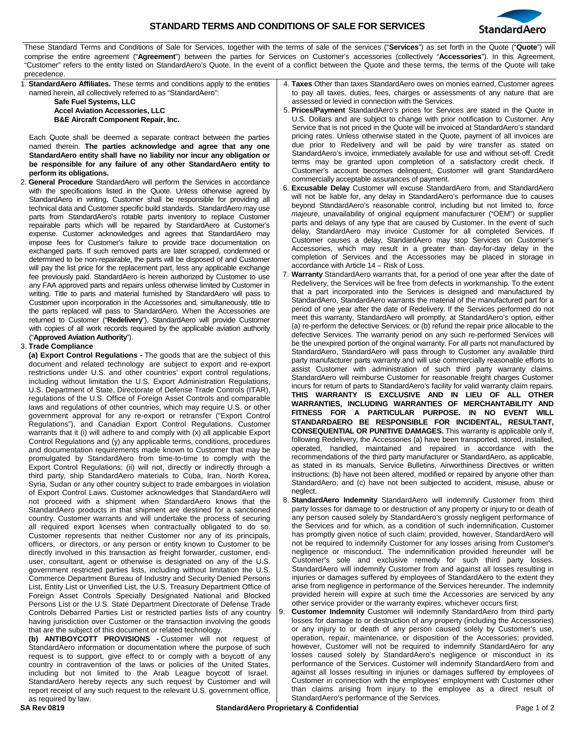# STANDARD TERMS AND CONDITIONS OF SALE FOR SERVICES

These Standard Terms and Conditions of Sale for Services, together with the terms of sale of the services ("**Services**") as set forth in the Quote ("**Quote**") will comprise the entire agreement ("**Agreement**") between the parties for Services on Customer's accessories (collectively "**Accessories**"). In this Agreement, "Customer" refers to the entity listed on StandardAero's Quote. In the event of a conflict between the Quote and these terms, the terms of the Quote will take precedence.

1. **StandardAero Affiliates.** These terms and conditions apply to the entities named herein, all collectively referred to as "StandardAero":

   **Safe Fuel Systems, LLC**
   **Accel Aviation Accessories, LLC**
   **B&E Aircraft Component Repair, Inc.**

   Each Quote shall be deemed a separate contract between the parties named therein. **The parties acknowledge and agree that any one StandardAero entity shall have no liability nor incur any obligation or be responsible for any failure of any other StandardAero entity to perform its obligations.**

2. **General Procedure** StandardAero will perform the Services in accordance with the specifications listed in the Quote. Unless otherwise agreed by StandardAero in writing, Customer shall be responsible for providing all technical data and Customer specific build standards. StandardAero may use parts from StandardAero's rotable parts inventory to replace Customer repairable parts which will be repaired by StandardAero at Customer's expense. Customer acknowledges and agrees that StandardAero may impose fees for Customer's failure to provide trace documentation on exchanged parts. If such removed parts are later scrapped, condemned or determined to be non-repairable, the parts will be disposed of and Customer will pay the list price for the replacement part, less any applicable exchange fee previously paid. StandardAero is herein authorized by Customer to use any FAA approved parts and repairs unless otherwise limited by Customer in writing. Title to parts and material furnished by StandardAero will pass to Customer upon incorporation in the Accessories and, simultaneously, title to the parts replaced will pass to StandardAero. When the Accessories are returned to Customer ("**Redelivery**"), StandardAero will provide Customer with copies of all work records required by the applicable aviation authority ("**Approved Aviation Authority**").

3. **Trade Compliance**

   **(a) Export Control Regulations -** The goods that are the subject of this document and related technology are subject to export and re-export restrictions under U.S. and other countries' export control regulations, including without limitation the U.S. Export Administration Regulations, U.S. Department of State, Directorate of Defense Trade Controls (ITAR), regulations of the U.S. Office of Foreign Asset Controls and comparable laws and regulations of other countries, which may require U.S. or other government approval for any re-export or retransfer ("Export Control Regulations"), and Canadian Export Control Regulations. Customer warrants that it (i) will adhere to and comply with (x) all applicable Export Control Regulations and (y) any applicable terms, conditions, procedures and documentation requirements made known to Customer that may be promulgated by StandardAero from time-to-time to comply with the Export Control Regulations; (ii) will not, directly or indirectly through a third party, ship StandardAero materials to Cuba, Iran, North Korea, Syria, Sudan or any other country subject to trade embargoes in violation of Export Control Laws. Customer acknowledges that StandardAero will not proceed with a shipment when StandardAero knows that the StandardAero products in that shipment are destined for a sanctioned country. Customer warrants and will undertake the process of securing all required export licenses when contractually obligated to do so. Customer represents that neither Customer nor any of its principals, officers, or directors, or any person or entity known to Customer to be directly involved in this transaction as freight forwarder, customer, end-user, consultant, agent or otherwise is designated on any of the U.S. government restricted parties lists, including without limitation the U.S. Commerce Department Bureau of Industry and Security Denied Persons List, Entity List or Unverified List, the U.S. Treasury Department Office of Foreign Asset Controls Specially Designated National and Blocked Persons List or the U.S. State Department Directorate of Defense Trade Controls Debarred Parties List or restricted parties lists of any country having jurisdiction over Customer or the transaction involving the goods that are the subject of this document or related technology.

   **(b) ANTIBOYCOTT PROVISIONS -** Customer will not request of StandardAero information or documentation where the purpose of such request is to support, give effect to or comply with a boycott of any country in contravention of the laws or policies of the United States, including but not limited to the Arab League boycott of Israel. StandardAero hereby rejects any such request by Customer and will report receipt of any such request to the relevant U.S. government office, as required by law.

4. **Taxes** Other than taxes StandardAero owes on monies earned, Customer agrees to pay all taxes, duties, fees, charges or assessments of any nature that are assessed or levied in connection with the Services.

5. **Prices/Payment** StandardAero's prices for Services are stated in the Quote in U.S. Dollars and are subject to change with prior notification to Customer. Any Service that is not priced in the Quote will be invoiced at StandardAero's standard pricing rates. Unless otherwise stated in the Quote, payment of all invoices are due prior to Redelivery and will be paid by wire transfer as stated on StandardAero's invoice, immediately available for use and without set-off. Credit terms may be granted upon completion of a satisfactory credit check. If Customer's account becomes delinquent, Customer will grant StandardAero commercially acceptable assurances of payment.

6. **Excusable Delay** Customer will excuse StandardAero from, and StandardAero will not be liable for, any delay in StandardAero's performance due to causes beyond StandardAero's reasonable control, including but not limited to, *force majeure*, unavailability of original equipment manufacturer ("OEM") or supplier parts and delays of any type that are caused by Customer. In the event of such delay, StandardAero may invoice Customer for all completed Services. If Customer causes a delay, StandardAero may stop Services on Customer's Accessories, which may result in a greater than day-for-day delay in the completion of Services and the Accessories may be placed in storage in accordance with Article 14 – Risk of Loss.

7. **Warranty** StandardAero warrants that, for a period of one year after the date of Redelivery, the Services will be free from defects in workmanship. To the extent that a part incorporated into the Services is designed and manufactured by StandardAero, StandardAero warrants the material of the manufactured part for a period of one year after the date of Redelivery. If the Services performed do not meet this warranty, StandardAero will promptly, at StandardAero's option, either (a) re-perform the defective Services; or (b) refund the repair price allocable to the defective Services. The warranty period on any such re-performed Services will be the unexpired portion of the original warranty. For all parts not manufactured by StandardAero, StandardAero will pass through to Customer any available third party manufacturer parts warranty and will use commercially reasonable efforts to assist Customer with administration of such third party warranty claims. StandardAero will reimburse Customer for reasonable freight charges Customer incurs for return of parts to StandardAero's facility for valid warranty claim repairs. **THIS WARRANTY IS EXCLUSIVE AND IN LIEU OF ALL OTHER WARRANTIES, INCLUDING WARRANTIES OF MERCHANTABILITY AND FITNESS FOR A PARTICULAR PURPOSE. IN NO EVENT WILL STANDARDAERO BE RESPONSIBLE FOR INCIDENTAL, RESULTANT, CONSEQUENTIAL OR PUNITIVE DAMAGES.** This warranty is applicable only if, following Redelivery, the Accessories (a) have been transported, stored, installed, operated, handled, maintained and repaired in accordance with the recommendations of the third party manufacturer or StandardAero, as applicable, as stated in its manuals, Service Bulletins, Airworthiness Directives or written instructions; (b) have not been altered, modified or repaired by anyone other than StandardAero; and (c) have not been subjected to accident, misuse, abuse or neglect.

8. **StandardAero Indemnity** StandardAero will indemnify Customer from third party losses for damage to or destruction of any property or injury to or death of any person caused solely by StandardAero's grossly negligent performance of the Services and for which, as a condition of such indemnification, Customer has promptly given notice of such claim; provided, however, StandardAero will not be required to indemnify Customer for any losses arising from Customer's negligence or misconduct. The indemnification provided hereunder will be Customer's sole and exclusive remedy for such third party losses. StandardAero will indemnify Customer from and against all losses resulting in injuries or damages suffered by employees of StandardAero to the extent they arise from negligence in performance of the Services hereunder. The indemnity provided herein will expire at such time the Accessories are serviced by any other service provider or the warranty expires, whichever occurs first.

9. **Customer Indemnity** Customer will indemnify StandardAero from third party losses for damage to or destruction of any property (including the Accessories) or any injury to or death of any person caused solely by Customer's use, operation, repair, maintenance, or disposition of the Accessories; provided, however, Customer will not be required to indemnify StandardAero for any losses caused solely by StandardAero's negligence or misconduct in its performance of the Services. Customer will indemnify StandardAero from and against all losses resulting in injuries or damages suffered by employees of Customer in connection with the employees' employment with Customer other than claims arising from injury to the employee as a direct result of StandardAero's performance of the Services.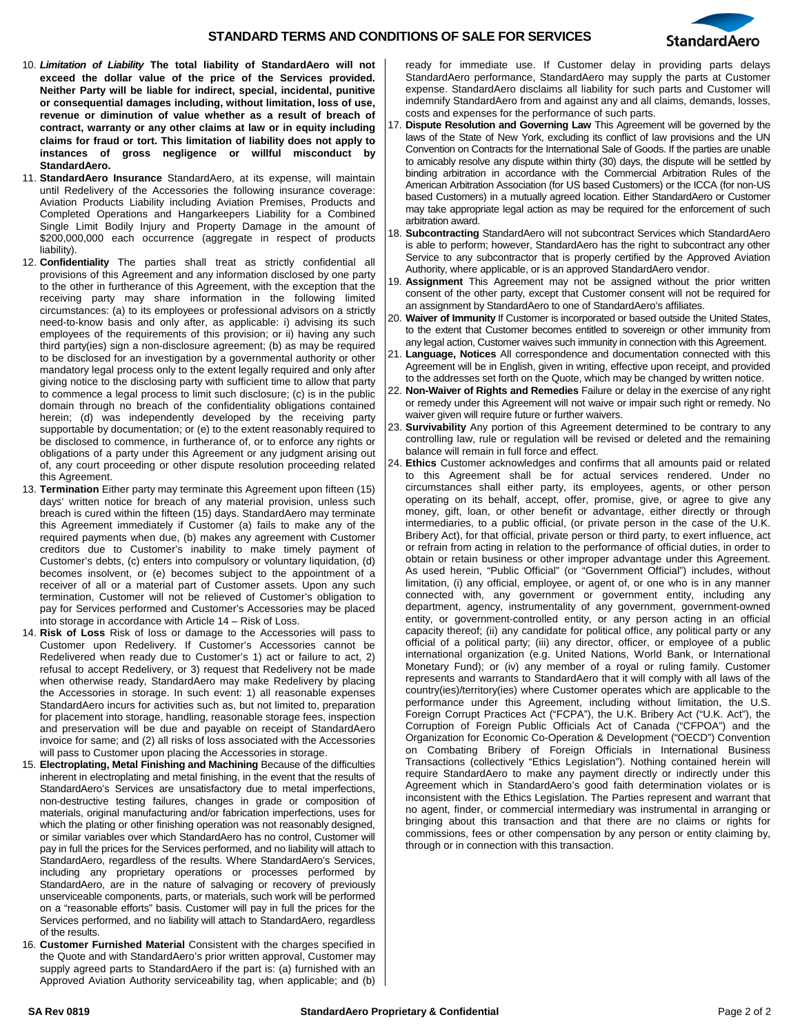# STANDARD TERMS AND CONDITIONS OF SALE FOR SERVICES

10. ***Limitation of Liability*** **The total liability of StandardAero will not exceed the dollar value of the price of the Services provided. Neither Party will be liable for indirect, special, incidental, punitive or consequential damages including, without limitation, loss of use, revenue or diminution of value whether as a result of breach of contract, warranty or any other claims at law or in equity including claims for fraud or tort. This limitation of liability does not apply to instances of gross negligence or willful misconduct by StandardAero.**
11. **StandardAero Insurance** StandardAero, at its expense, will maintain until Redelivery of the Accessories the following insurance coverage: Aviation Products Liability including Aviation Premises, Products and Completed Operations and Hangarkeepers Liability for a Combined Single Limit Bodily Injury and Property Damage in the amount of $200,000,000 each occurrence (aggregate in respect of products liability).
12. **Confidentiality** The parties shall treat as strictly confidential all provisions of this Agreement and any information disclosed by one party to the other in furtherance of this Agreement, with the exception that the receiving party may share information in the following limited circumstances: (a) to its employees or professional advisors on a strictly need-to-know basis and only after, as applicable: i) advising its such employees of the requirements of this provision; or ii) having any such third party(ies) sign a non-disclosure agreement; (b) as may be required to be disclosed for an investigation by a governmental authority or other mandatory legal process only to the extent legally required and only after giving notice to the disclosing party with sufficient time to allow that party to commence a legal process to limit such disclosure; (c) is in the public domain through no breach of the confidentiality obligations contained herein; (d) was independently developed by the receiving party supportable by documentation; or (e) to the extent reasonably required to be disclosed to commence, in furtherance of, or to enforce any rights or obligations of a party under this Agreement or any judgment arising out of, any court proceeding or other dispute resolution proceeding related this Agreement.
13. **Termination** Either party may terminate this Agreement upon fifteen (15) days' written notice for breach of any material provision, unless such breach is cured within the fifteen (15) days. StandardAero may terminate this Agreement immediately if Customer (a) fails to make any of the required payments when due, (b) makes any agreement with Customer creditors due to Customer's inability to make timely payment of Customer's debts, (c) enters into compulsory or voluntary liquidation, (d) becomes insolvent, or (e) becomes subject to the appointment of a receiver of all or a material part of Customer assets. Upon any such termination, Customer will not be relieved of Customer's obligation to pay for Services performed and Customer's Accessories may be placed into storage in accordance with Article 14 – Risk of Loss.
14. **Risk of Loss** Risk of loss or damage to the Accessories will pass to Customer upon Redelivery. If Customer's Accessories cannot be Redelivered when ready due to Customer's 1) act or failure to act, 2) refusal to accept Redelivery, or 3) request that Redelivery not be made when otherwise ready, StandardAero may make Redelivery by placing the Accessories in storage. In such event: 1) all reasonable expenses StandardAero incurs for activities such as, but not limited to, preparation for placement into storage, handling, reasonable storage fees, inspection and preservation will be due and payable on receipt of StandardAero invoice for same; and (2) all risks of loss associated with the Accessories will pass to Customer upon placing the Accessories in storage.
15. **Electroplating, Metal Finishing and Machining** Because of the difficulties inherent in electroplating and metal finishing, in the event that the results of StandardAero's Services are unsatisfactory due to metal imperfections, non-destructive testing failures, changes in grade or composition of materials, original manufacturing and/or fabrication imperfections, uses for which the plating or other finishing operation was not reasonably designed, or similar variables over which StandardAero has no control, Customer will pay in full the prices for the Services performed, and no liability will attach to StandardAero, regardless of the results. Where StandardAero's Services, including any proprietary operations or processes performed by StandardAero, are in the nature of salvaging or recovery of previously unserviceable components, parts, or materials, such work will be performed on a "reasonable efforts" basis. Customer will pay in full the prices for the Services performed, and no liability will attach to StandardAero, regardless of the results.
16. **Customer Furnished Material** Consistent with the charges specified in the Quote and with StandardAero's prior written approval, Customer may supply agreed parts to StandardAero if the part is: (a) furnished with an Approved Aviation Authority serviceability tag, when applicable; and (b) ready for immediate use. If Customer delay in providing parts delays StandardAero performance, StandardAero may supply the parts at Customer expense. StandardAero disclaims all liability for such parts and Customer will indemnify StandardAero from and against any and all claims, demands, losses, costs and expenses for the performance of such parts.
17. **Dispute Resolution and Governing Law** This Agreement will be governed by the laws of the State of New York, excluding its conflict of law provisions and the UN Convention on Contracts for the International Sale of Goods. If the parties are unable to amicably resolve any dispute within thirty (30) days, the dispute will be settled by binding arbitration in accordance with the Commercial Arbitration Rules of the American Arbitration Association (for US based Customers) or the ICCA (for non-US based Customers) in a mutually agreed location. Either StandardAero or Customer may take appropriate legal action as may be required for the enforcement of such arbitration award.
18. **Subcontracting** StandardAero will not subcontract Services which StandardAero is able to perform; however, StandardAero has the right to subcontract any other Service to any subcontractor that is properly certified by the Approved Aviation Authority, where applicable, or is an approved StandardAero vendor.
19. **Assignment** This Agreement may not be assigned without the prior written consent of the other party, except that Customer consent will not be required for an assignment by StandardAero to one of StandardAero's affiliates.
20. **Waiver of Immunity** If Customer is incorporated or based outside the United States, to the extent that Customer becomes entitled to sovereign or other immunity from any legal action, Customer waives such immunity in connection with this Agreement.
21. **Language, Notices** All correspondence and documentation connected with this Agreement will be in English, given in writing, effective upon receipt, and provided to the addresses set forth on the Quote, which may be changed by written notice.
22. **Non-Waiver of Rights and Remedies** Failure or delay in the exercise of any right or remedy under this Agreement will not waive or impair such right or remedy. No waiver given will require future or further waivers.
23. **Survivability** Any portion of this Agreement determined to be contrary to any controlling law, rule or regulation will be revised or deleted and the remaining balance will remain in full force and effect.
24. **Ethics** Customer acknowledges and confirms that all amounts paid or related to this Agreement shall be for actual services rendered. Under no circumstances shall either party, its employees, agents, or other person operating on its behalf, accept, offer, promise, give, or agree to give any money, gift, loan, or other benefit or advantage, either directly or through intermediaries, to a public official, (or private person in the case of the U.K. Bribery Act), for that official, private person or third party, to exert influence, act or refrain from acting in relation to the performance of official duties, in order to obtain or retain business or other improper advantage under this Agreement. As used herein, "Public Official" (or "Government Official") includes, without limitation, (i) any official, employee, or agent of, or one who is in any manner connected with, any government or government entity, including any department, agency, instrumentality of any government, government-owned entity, or government-controlled entity, or any person acting in an official capacity thereof; (ii) any candidate for political office, any political party or any official of a political party; (iii) any director, officer, or employee of a public international organization (e.g. United Nations, World Bank, or International Monetary Fund); or (iv) any member of a royal or ruling family. Customer represents and warrants to StandardAero that it will comply with all laws of the country(ies)/territory(ies) where Customer operates which are applicable to the performance under this Agreement, including without limitation, the U.S. Foreign Corrupt Practices Act ("FCPA"), the U.K. Bribery Act ("U.K. Act"), the Corruption of Foreign Public Officials Act of Canada ("CFPOA") and the Organization for Economic Co-Operation & Development ("OECD") Convention on Combating Bribery of Foreign Officials in International Business Transactions (collectively "Ethics Legislation"). Nothing contained herein will require StandardAero to make any payment directly or indirectly under this Agreement which in StandardAero's good faith determination violates or is inconsistent with the Ethics Legislation. The Parties represent and warrant that no agent, finder, or commercial intermediary was instrumental in arranging or bringing about this transaction and that there are no claims or rights for commissions, fees or other compensation by any person or entity claiming by, through or in connection with this transaction.